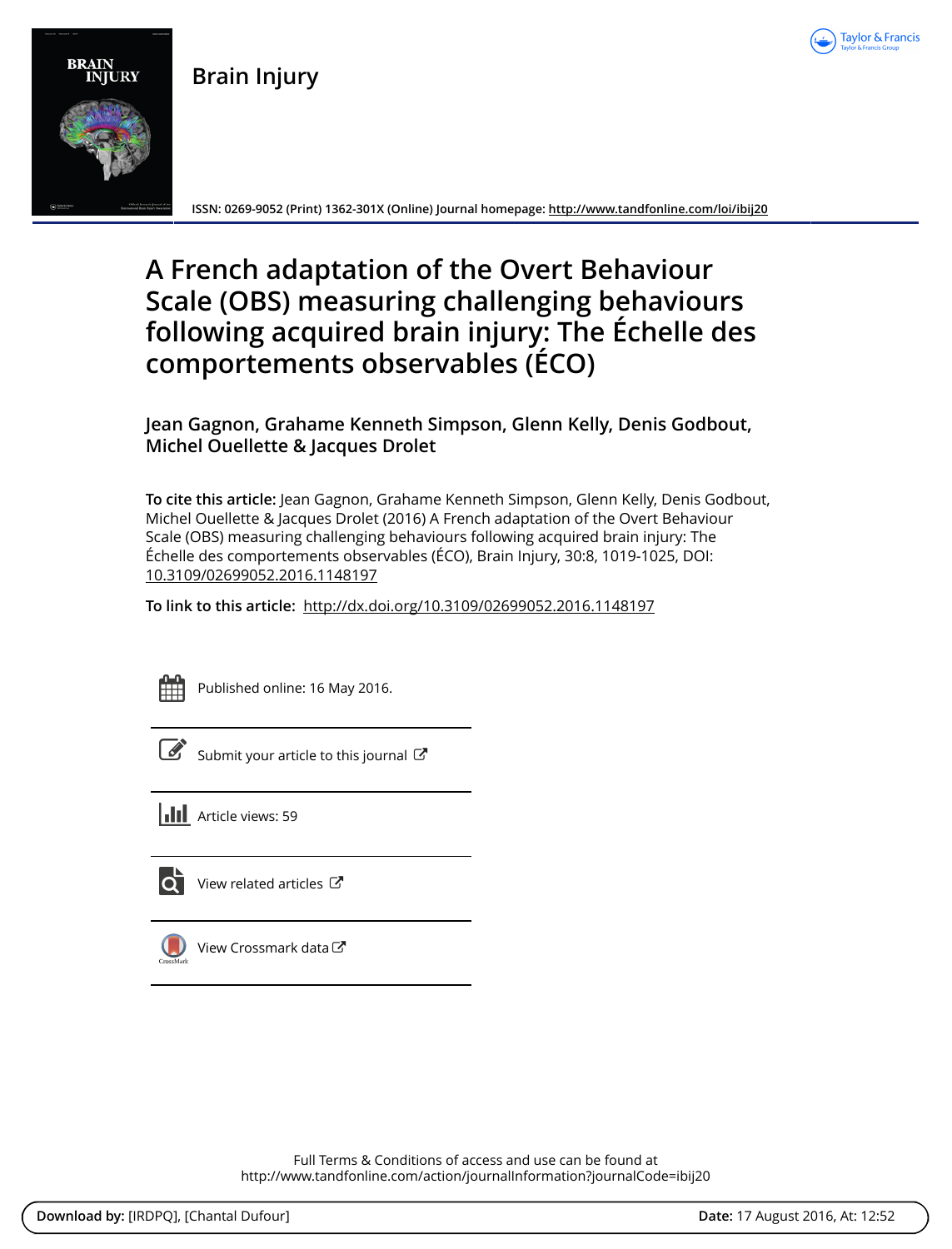Brain Injury

ISSN: 0269-9052 (Print) 1362-301X (Online) Journal homepage: http://www.tandfonline.com/loi/ibij20

# A French adaptation of the Overt Behaviour Scale (OBS) measuring challenging behaviours following acquired brain injury: The Échelle des comportements observables (ÉCO)

**Jean Gagnon, Grahame Kenneth Simpson, Glenn Kelly, Denis Godbout, Michel Ouellette & Jacques Drolet**

**To cite this article:** Jean Gagnon, Grahame Kenneth Simpson, Glenn Kelly, Denis Godbout, Michel Ouellette & Jacques Drolet (2016) A French adaptation of the Overt Behaviour Scale (OBS) measuring challenging behaviours following acquired brain injury: The Échelle des comportements observables (ÉCO), Brain Injury, 30:8, 1019-1025, DOI: 10.3109/02699052.2016.1148197

**To link to this article:** http://dx.doi.org/10.3109/02699052.2016.1148197

Published online: 16 May 2016.

Submit your article to this journal

Article views: 59

View related articles

View Crossmark data

Full Terms & Conditions of access and use can be found at
http://www.tandfonline.com/action/journalInformation?journalCode=ibij20

**Download by:** [IRDPQ], [Chantal Dufour] **Date:** 17 August 2016, At: 12:52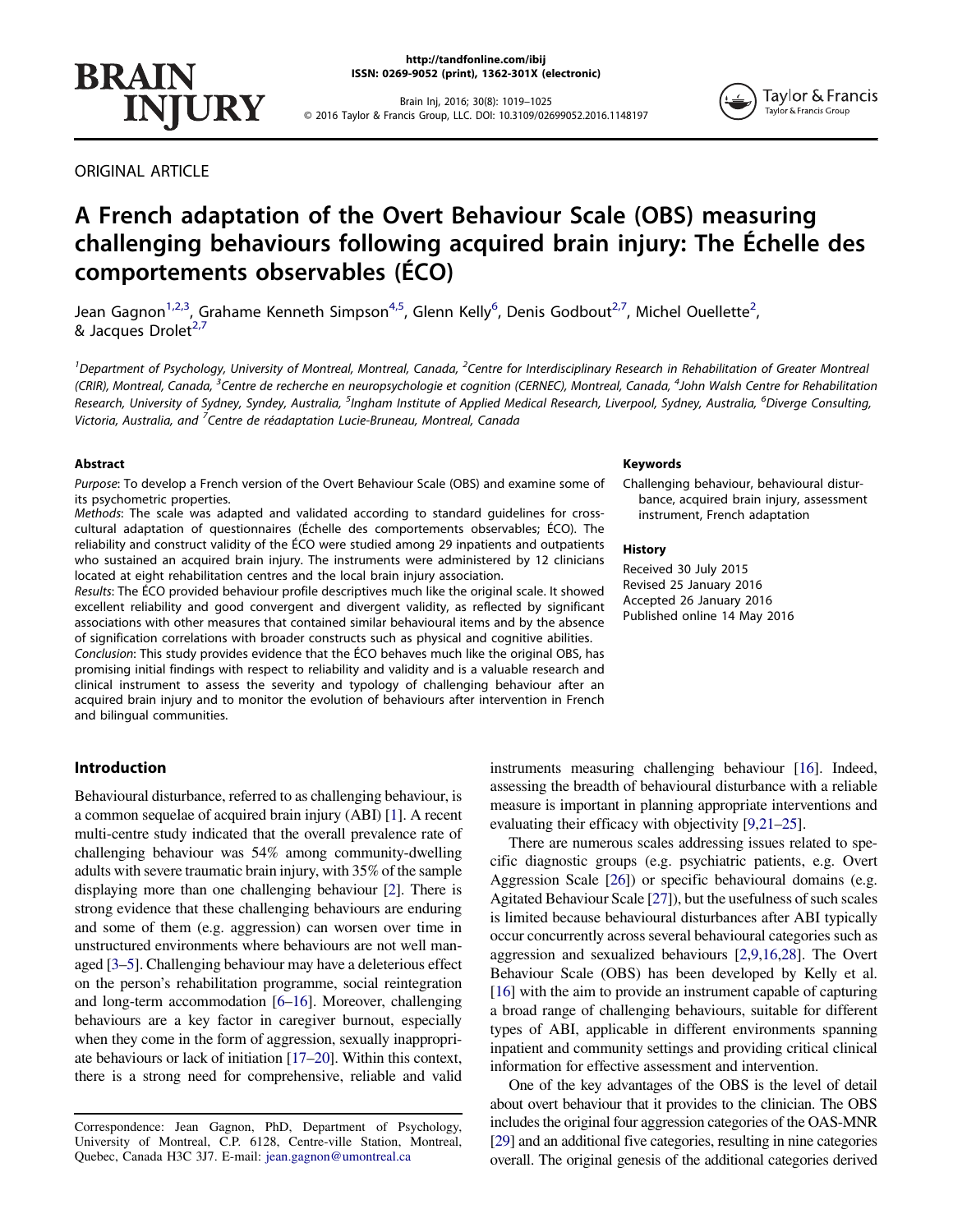ORIGINAL ARTICLE

# A French adaptation of the Overt Behaviour Scale (OBS) measuring challenging behaviours following acquired brain injury: The Échelle des comportements observables (ÉCO)

Jean Gagnon[1,2,3], Grahame Kenneth Simpson[4,5], Glenn Kelly[6], Denis Godbout[2,7], Michel Ouellette[2], & Jacques Drolet[2,7]

[1]Department of Psychology, University of Montreal, Montreal, Canada, [2]Centre for Interdisciplinary Research in Rehabilitation of Greater Montreal (CRIR), Montreal, Canada, [3]Centre de recherche en neuropsychologie et cognition (CERNEC), Montreal, Canada, [4]John Walsh Centre for Rehabilitation Research, University of Sydney, Syndey, Australia, [5]Ingham Institute of Applied Medical Research, Liverpool, Sydney, Australia, [6]Diverge Consulting, Victoria, Australia, and [7]Centre de réadaptation Lucie-Bruneau, Montreal, Canada

## Abstract

*Purpose*: To develop a French version of the Overt Behaviour Scale (OBS) and examine some of its psychometric properties.

*Methods*: The scale was adapted and validated according to standard guidelines for cross-cultural adaptation of questionnaires (Échelle des comportements observables; ÉCO). The reliability and construct validity of the ÉCO were studied among 29 inpatients and outpatients who sustained an acquired brain injury. The instruments were administered by 12 clinicians located at eight rehabilitation centres and the local brain injury association.

*Results*: The ÉCO provided behaviour profile descriptives much like the original scale. It showed excellent reliability and good convergent and divergent validity, as reflected by significant associations with other measures that contained similar behavioural items and by the absence of signification correlations with broader constructs such as physical and cognitive abilities.

*Conclusion*: This study provides evidence that the ÉCO behaves much like the original OBS, has promising initial findings with respect to reliability and validity and is a valuable research and clinical instrument to assess the severity and typology of challenging behaviour after an acquired brain injury and to monitor the evolution of behaviours after intervention in French and bilingual communities.

## Keywords

Challenging behaviour, behavioural disturbance, acquired brain injury, assessment instrument, French adaptation

## History

Received 30 July 2015
Revised 25 January 2016
Accepted 26 January 2016
Published online 14 May 2016

## Introduction

Behavioural disturbance, referred to as challenging behaviour, is a common sequelae of acquired brain injury (ABI) [1]. A recent multi-centre study indicated that the overall prevalence rate of challenging behaviour was 54% among community-dwelling adults with severe traumatic brain injury, with 35% of the sample displaying more than one challenging behaviour [2]. There is strong evidence that these challenging behaviours are enduring and some of them (e.g. aggression) can worsen over time in unstructured environments where behaviours are not well managed [3–5]. Challenging behaviour may have a deleterious effect on the person's rehabilitation programme, social reintegration and long-term accommodation [6–16]. Moreover, challenging behaviours are a key factor in caregiver burnout, especially when they come in the form of aggression, sexually inappropriate behaviours or lack of initiation [17–20]. Within this context, there is a strong need for comprehensive, reliable and valid instruments measuring challenging behaviour [16]. Indeed, assessing the breadth of behavioural disturbance with a reliable measure is important in planning appropriate interventions and evaluating their efficacy with objectivity [9,21–25].

There are numerous scales addressing issues related to specific diagnostic groups (e.g. psychiatric patients, e.g. Overt Aggression Scale [26]) or specific behavioural domains (e.g. Agitated Behaviour Scale [27]), but the usefulness of such scales is limited because behavioural disturbances after ABI typically occur concurrently across several behavioural categories such as aggression and sexualized behaviours [2,9,16,28]. The Overt Behaviour Scale (OBS) has been developed by Kelly et al. [16] with the aim to provide an instrument capable of capturing a broad range of challenging behaviours, suitable for different types of ABI, applicable in different environments spanning inpatient and community settings and providing critical clinical information for effective assessment and intervention.

One of the key advantages of the OBS is the level of detail about overt behaviour that it provides to the clinician. The OBS includes the original four aggression categories of the OAS-MNR [29] and an additional five categories, resulting in nine categories overall. The original genesis of the additional categories derived

Correspondence: Jean Gagnon, PhD, Department of Psychology, University of Montreal, C.P. 6128, Centre-ville Station, Montreal, Quebec, Canada H3C 3J7. E-mail: jean.gagnon@umontreal.ca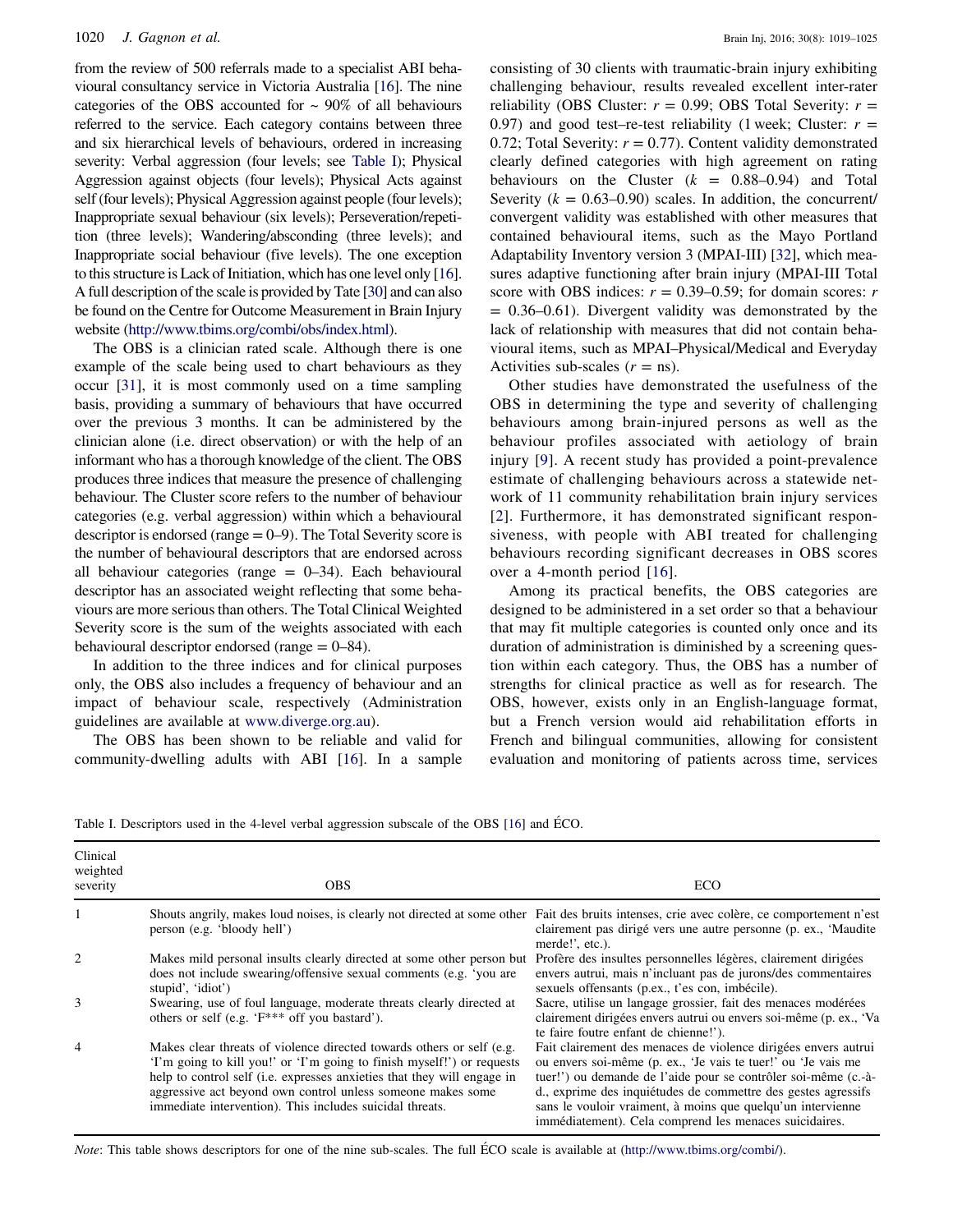from the review of 500 referrals made to a specialist ABI behavioural consultancy service in Victoria Australia [16]. The nine categories of the OBS accounted for ~ 90% of all behaviours referred to the service. Each category contains between three and six hierarchical levels of behaviours, ordered in increasing severity: Verbal aggression (four levels; see Table I); Physical Aggression against objects (four levels); Physical Acts against self (four levels); Physical Aggression against people (four levels); Inappropriate sexual behaviour (six levels); Perseveration/repetition (three levels); Wandering/absconding (three levels); and Inappropriate social behaviour (five levels). The one exception to this structure is Lack of Initiation, which has one level only [16]. A full description of the scale is provided by Tate [30] and can also be found on the Centre for Outcome Measurement in Brain Injury website (http://www.tbims.org/combi/obs/index.html).

The OBS is a clinician rated scale. Although there is one example of the scale being used to chart behaviours as they occur [31], it is most commonly used on a time sampling basis, providing a summary of behaviours that have occurred over the previous 3 months. It can be administered by the clinician alone (i.e. direct observation) or with the help of an informant who has a thorough knowledge of the client. The OBS produces three indices that measure the presence of challenging behaviour. The Cluster score refers to the number of behaviour categories (e.g. verbal aggression) within which a behavioural descriptor is endorsed (range = 0–9). The Total Severity score is the number of behavioural descriptors that are endorsed across all behaviour categories (range = 0–34). Each behavioural descriptor has an associated weight reflecting that some behaviours are more serious than others. The Total Clinical Weighted Severity score is the sum of the weights associated with each behavioural descriptor endorsed (range = 0–84).

In addition to the three indices and for clinical purposes only, the OBS also includes a frequency of behaviour and an impact of behaviour scale, respectively (Administration guidelines are available at www.diverge.org.au).

The OBS has been shown to be reliable and valid for community-dwelling adults with ABI [16]. In a sample consisting of 30 clients with traumatic-brain injury exhibiting challenging behaviour, results revealed excellent inter-rater reliability (OBS Cluster: $r$ = 0.99; OBS Total Severity: $r$ = 0.97) and good test–re-test reliability (1 week; Cluster: $r$ = 0.72; Total Severity: $r$ = 0.77). Content validity demonstrated clearly defined categories with high agreement on rating behaviours on the Cluster ($k$ = 0.88–0.94) and Total Severity ($k$ = 0.63–0.90) scales. In addition, the concurrent/convergent validity was established with other measures that contained behavioural items, such as the Mayo Portland Adaptability Inventory version 3 (MPAI-III) [32], which measures adaptive functioning after brain injury (MPAI-III Total score with OBS indices: $r$ = 0.39–0.59; for domain scores: $r$ = 0.36–0.61). Divergent validity was demonstrated by the lack of relationship with measures that did not contain behavioural items, such as MPAI–Physical/Medical and Everyday Activities sub-scales ($r$ = ns).

Other studies have demonstrated the usefulness of the OBS in determining the type and severity of challenging behaviours among brain-injured persons as well as the behaviour profiles associated with aetiology of brain injury [9]. A recent study has provided a point-prevalence estimate of challenging behaviours across a statewide network of 11 community rehabilitation brain injury services [2]. Furthermore, it has demonstrated significant responsiveness, with people with ABI treated for challenging behaviours recording significant decreases in OBS scores over a 4-month period [16].

Among its practical benefits, the OBS categories are designed to be administered in a set order so that a behaviour that may fit multiple categories is counted only once and its duration of administration is diminished by a screening question within each category. Thus, the OBS has a number of strengths for clinical practice as well as for research. The OBS, however, exists only in an English-language format, but a French version would aid rehabilitation efforts in French and bilingual communities, allowing for consistent evaluation and monitoring of patients across time, services

Table I. Descriptors used in the 4-level verbal aggression subscale of the OBS [16] and ÉCO.

| Clinical weighted severity | OBS | ECO |
|---|---|---|
| 1 | Shouts angrily, makes loud noises, is clearly not directed at some other person (e.g. 'bloody hell') | Fait des bruits intenses, crie avec colère, ce comportement n'est clairement pas dirigé vers une autre personne (p. ex., 'Maudite merde!', etc.). |
| 2 | Makes mild personal insults clearly directed at some other person but does not include swearing/offensive sexual comments (e.g. 'you are stupid', 'idiot') | Profère des insultes personnelles légères, clairement dirigées envers autrui, mais n'incluant pas de jurons/des commentaires sexuels offensants (p.ex., t'es con, imbécile). |
| 3 | Swearing, use of foul language, moderate threats clearly directed at others or self (e.g. 'F*** off you bastard'). | Sacre, utilise un langage grossier, fait des menaces modérées clairement dirigées envers autrui ou envers soi-même (p. ex., 'Va te faire foutre enfant de chienne!'). |
| 4 | Makes clear threats of violence directed towards others or self (e.g. 'I'm going to kill you!' or 'I'm going to finish myself!') or requests help to control self (i.e. expresses anxieties that they will engage in aggressive act beyond own control unless someone makes some immediate intervention). This includes suicidal threats. | Fait clairement des menaces de violence dirigées envers autrui ou envers soi-même (p. ex., 'Je vais te tuer!' ou 'Je vais me tuer!') ou demande de l'aide pour se contrôler soi-même (c.-à-d., exprime des inquiétudes de commettre des gestes agressifs sans le vouloir vraiment, à moins que quelqu'un intervienne immédiatement). Cela comprend les menaces suicidaires. |

*Note*: This table shows descriptors for one of the nine sub-scales. The full ÉCO scale is available at (http://www.tbims.org/combi/).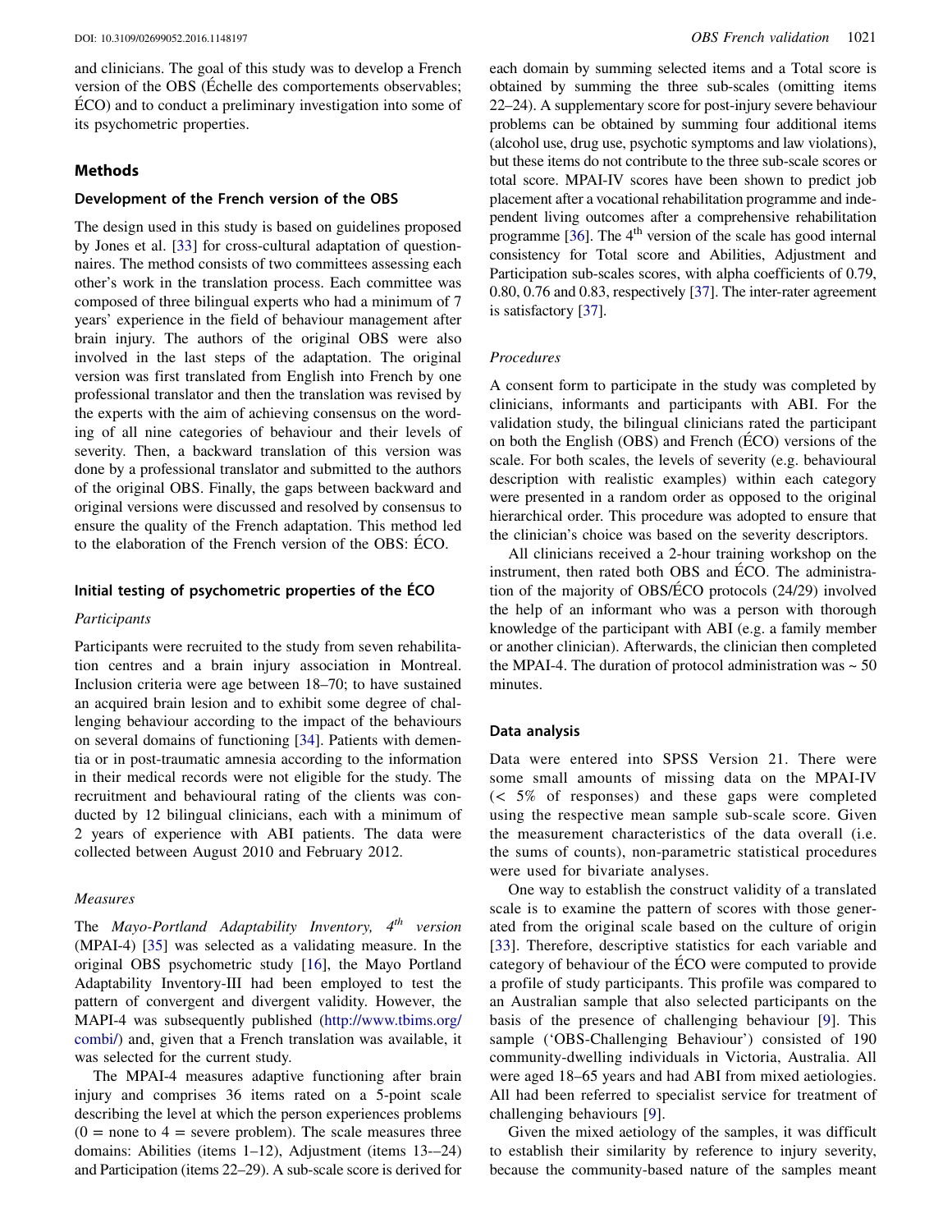and clinicians. The goal of this study was to develop a French version of the OBS (Échelle des comportements observables; ÉCO) and to conduct a preliminary investigation into some of its psychometric properties.

## Methods

### Development of the French version of the OBS

The design used in this study is based on guidelines proposed by Jones et al. [33] for cross-cultural adaptation of questionnaires. The method consists of two committees assessing each other's work in the translation process. Each committee was composed of three bilingual experts who had a minimum of 7 years' experience in the field of behaviour management after brain injury. The authors of the original OBS were also involved in the last steps of the adaptation. The original version was first translated from English into French by one professional translator and then the translation was revised by the experts with the aim of achieving consensus on the wording of all nine categories of behaviour and their levels of severity. Then, a backward translation of this version was done by a professional translator and submitted to the authors of the original OBS. Finally, the gaps between backward and original versions were discussed and resolved by consensus to ensure the quality of the French adaptation. This method led to the elaboration of the French version of the OBS: ÉCO.

### Initial testing of psychometric properties of the ÉCO

#### *Participants*

Participants were recruited to the study from seven rehabilitation centres and a brain injury association in Montreal. Inclusion criteria were age between 18–70; to have sustained an acquired brain lesion and to exhibit some degree of challenging behaviour according to the impact of the behaviours on several domains of functioning [34]. Patients with dementia or in post-traumatic amnesia according to the information in their medical records were not eligible for the study. The recruitment and behavioural rating of the clients was conducted by 12 bilingual clinicians, each with a minimum of 2 years of experience with ABI patients. The data were collected between August 2010 and February 2012.

#### *Measures*

The *Mayo-Portland Adaptability Inventory, 4th version* (MPAI-4) [35] was selected as a validating measure. In the original OBS psychometric study [16], the Mayo Portland Adaptability Inventory-III had been employed to test the pattern of convergent and divergent validity. However, the MAPI-4 was subsequently published (http://www.tbims.org/combi/) and, given that a French translation was available, it was selected for the current study.

The MPAI-4 measures adaptive functioning after brain injury and comprises 36 items rated on a 5-point scale describing the level at which the person experiences problems (0 = none to 4 = severe problem). The scale measures three domains: Abilities (items 1–12), Adjustment (items 13-–24) and Participation (items 22–29). A sub-scale score is derived for each domain by summing selected items and a Total score is obtained by summing the three sub-scales (omitting items 22–24). A supplementary score for post-injury severe behaviour problems can be obtained by summing four additional items (alcohol use, drug use, psychotic symptoms and law violations), but these items do not contribute to the three sub-scale scores or total score. MPAI-IV scores have been shown to predict job placement after a vocational rehabilitation programme and independent living outcomes after a comprehensive rehabilitation programme [36]. The 4th version of the scale has good internal consistency for Total score and Abilities, Adjustment and Participation sub-scales scores, with alpha coefficients of 0.79, 0.80, 0.76 and 0.83, respectively [37]. The inter-rater agreement is satisfactory [37].

#### *Procedures*

A consent form to participate in the study was completed by clinicians, informants and participants with ABI. For the validation study, the bilingual clinicians rated the participant on both the English (OBS) and French (ÉCO) versions of the scale. For both scales, the levels of severity (e.g. behavioural description with realistic examples) within each category were presented in a random order as opposed to the original hierarchical order. This procedure was adopted to ensure that the clinician's choice was based on the severity descriptors.

All clinicians received a 2-hour training workshop on the instrument, then rated both OBS and ÉCO. The administration of the majority of OBS/ÉCO protocols (24/29) involved the help of an informant who was a person with thorough knowledge of the participant with ABI (e.g. a family member or another clinician). Afterwards, the clinician then completed the MPAI-4. The duration of protocol administration was ~ 50 minutes.

### Data analysis

Data were entered into SPSS Version 21. There were some small amounts of missing data on the MPAI-IV (< 5% of responses) and these gaps were completed using the respective mean sample sub-scale score. Given the measurement characteristics of the data overall (i.e. the sums of counts), non-parametric statistical procedures were used for bivariate analyses.

One way to establish the construct validity of a translated scale is to examine the pattern of scores with those generated from the original scale based on the culture of origin [33]. Therefore, descriptive statistics for each variable and category of behaviour of the ÉCO were computed to provide a profile of study participants. This profile was compared to an Australian sample that also selected participants on the basis of the presence of challenging behaviour [9]. This sample ('OBS-Challenging Behaviour') consisted of 190 community-dwelling individuals in Victoria, Australia. All were aged 18–65 years and had ABI from mixed aetiologies. All had been referred to specialist service for treatment of challenging behaviours [9].

Given the mixed aetiology of the samples, it was difficult to establish their similarity by reference to injury severity, because the community-based nature of the samples meant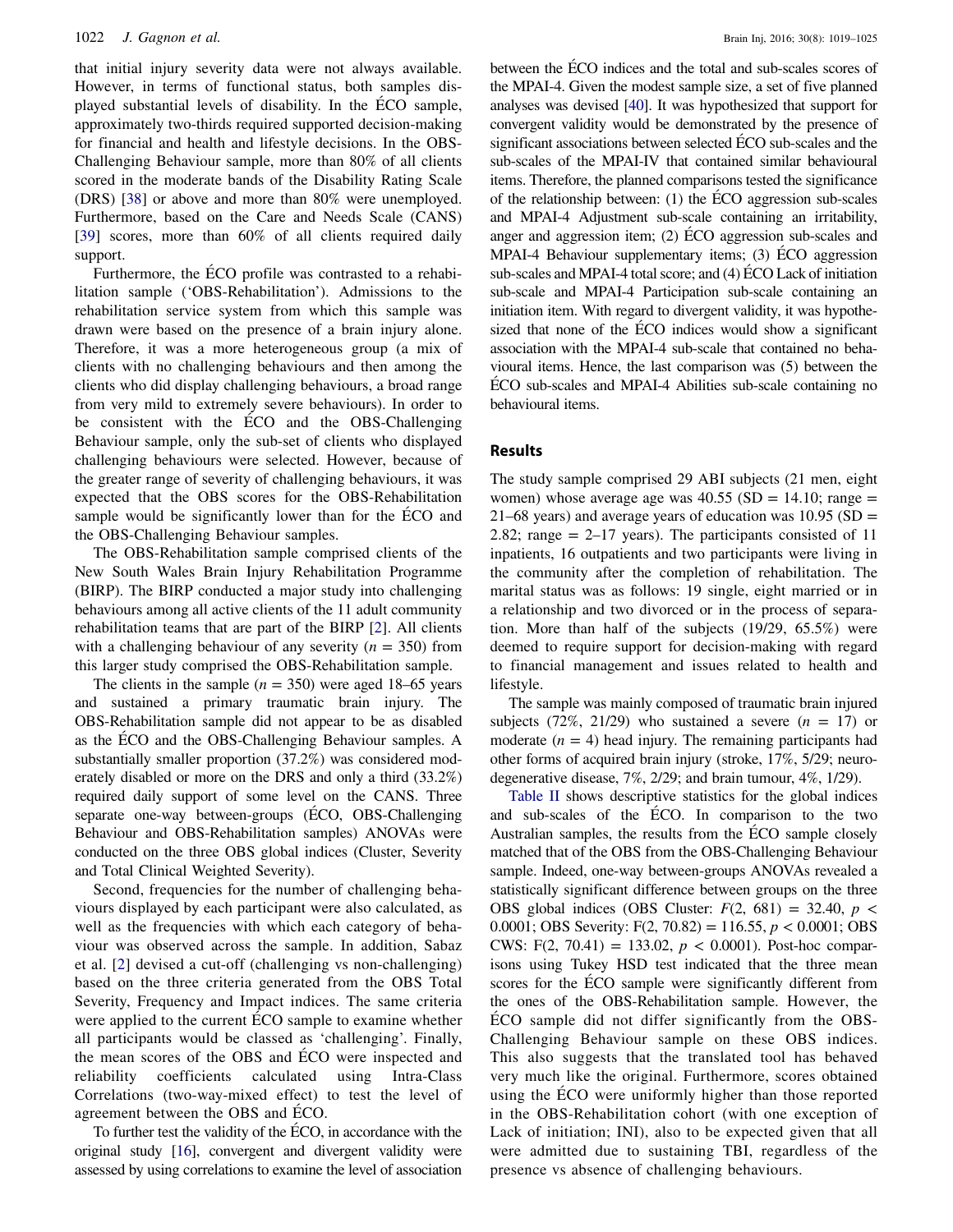that initial injury severity data were not always available. However, in terms of functional status, both samples displayed substantial levels of disability. In the ÉCO sample, approximately two-thirds required supported decision-making for financial and health and lifestyle decisions. In the OBS-Challenging Behaviour sample, more than 80% of all clients scored in the moderate bands of the Disability Rating Scale (DRS) [38] or above and more than 80% were unemployed. Furthermore, based on the Care and Needs Scale (CANS) [39] scores, more than 60% of all clients required daily support.

Furthermore, the ÉCO profile was contrasted to a rehabilitation sample ('OBS-Rehabilitation'). Admissions to the rehabilitation service system from which this sample was drawn were based on the presence of a brain injury alone. Therefore, it was a more heterogeneous group (a mix of clients with no challenging behaviours and then among the clients who did display challenging behaviours, a broad range from very mild to extremely severe behaviours). In order to be consistent with the ÉCO and the OBS-Challenging Behaviour sample, only the sub-set of clients who displayed challenging behaviours were selected. However, because of the greater range of severity of challenging behaviours, it was expected that the OBS scores for the OBS-Rehabilitation sample would be significantly lower than for the ÉCO and the OBS-Challenging Behaviour samples.

The OBS-Rehabilitation sample comprised clients of the New South Wales Brain Injury Rehabilitation Programme (BIRP). The BIRP conducted a major study into challenging behaviours among all active clients of the 11 adult community rehabilitation teams that are part of the BIRP [2]. All clients with a challenging behaviour of any severity ($n = 350$) from this larger study comprised the OBS-Rehabilitation sample.

The clients in the sample ($n = 350$) were aged 18–65 years and sustained a primary traumatic brain injury. The OBS-Rehabilitation sample did not appear to be as disabled as the ÉCO and the OBS-Challenging Behaviour samples. A substantially smaller proportion (37.2%) was considered moderately disabled or more on the DRS and only a third (33.2%) required daily support of some level on the CANS. Three separate one-way between-groups (ÉCO, OBS-Challenging Behaviour and OBS-Rehabilitation samples) ANOVAs were conducted on the three OBS global indices (Cluster, Severity and Total Clinical Weighted Severity).

Second, frequencies for the number of challenging behaviours displayed by each participant were also calculated, as well as the frequencies with which each category of behaviour was observed across the sample. In addition, Sabaz et al. [2] devised a cut-off (challenging vs non-challenging) based on the three criteria generated from the OBS Total Severity, Frequency and Impact indices. The same criteria were applied to the current ÉCO sample to examine whether all participants would be classed as 'challenging'. Finally, the mean scores of the OBS and ÉCO were inspected and reliability coefficients calculated using Intra-Class Correlations (two-way-mixed effect) to test the level of agreement between the OBS and ÉCO.

To further test the validity of the ÉCO, in accordance with the original study [16], convergent and divergent validity were assessed by using correlations to examine the level of association between the ÉCO indices and the total and sub-scales scores of the MPAI-4. Given the modest sample size, a set of five planned analyses was devised [40]. It was hypothesized that support for convergent validity would be demonstrated by the presence of significant associations between selected ÉCO sub-scales and the sub-scales of the MPAI-IV that contained similar behavioural items. Therefore, the planned comparisons tested the significance of the relationship between: (1) the ÉCO aggression sub-scales and MPAI-4 Adjustment sub-scale containing an irritability, anger and aggression item; (2) ÉCO aggression sub-scales and MPAI-4 Behaviour supplementary items; (3) ÉCO aggression sub-scales and MPAI-4 total score; and (4) ÉCO Lack of initiation sub-scale and MPAI-4 Participation sub-scale containing an initiation item. With regard to divergent validity, it was hypothesized that none of the ÉCO indices would show a significant association with the MPAI-4 sub-scale that contained no behavioural items. Hence, the last comparison was (5) between the ÉCO sub-scales and MPAI-4 Abilities sub-scale containing no behavioural items.

## Results

The study sample comprised 29 ABI subjects (21 men, eight women) whose average age was 40.55 (SD = 14.10; range = 21–68 years) and average years of education was 10.95 (SD = 2.82; range = 2–17 years). The participants consisted of 11 inpatients, 16 outpatients and two participants were living in the community after the completion of rehabilitation. The marital status was as follows: 19 single, eight married or in a relationship and two divorced or in the process of separation. More than half of the subjects (19/29, 65.5%) were deemed to require support for decision-making with regard to financial management and issues related to health and lifestyle.

The sample was mainly composed of traumatic brain injured subjects (72%, 21/29) who sustained a severe ($n = 17$) or moderate ($n = 4$) head injury. The remaining participants had other forms of acquired brain injury (stroke, 17%, 5/29; neurodegenerative disease, 7%, 2/29; and brain tumour, 4%, 1/29).

Table II shows descriptive statistics for the global indices and sub-scales of the ÉCO. In comparison to the two Australian samples, the results from the ÉCO sample closely matched that of the OBS from the OBS-Challenging Behaviour sample. Indeed, one-way between-groups ANOVAs revealed a statistically significant difference between groups on the three OBS global indices (OBS Cluster: $F(2, 681) = 32.40$, $p < 0.0001$; OBS Severity: $F(2, 70.82) = 116.55$, $p < 0.0001$; OBS CWS: $F(2, 70.41) = 133.02$, $p < 0.0001$). Post-hoc comparisons using Tukey HSD test indicated that the three mean scores for the ÉCO sample were significantly different from the ones of the OBS-Rehabilitation sample. However, the ÉCO sample did not differ significantly from the OBS-Challenging Behaviour sample on these OBS indices. This also suggests that the translated tool has behaved very much like the original. Furthermore, scores obtained using the ÉCO were uniformly higher than those reported in the OBS-Rehabilitation cohort (with one exception of Lack of initiation; INI), also to be expected given that all were admitted due to sustaining TBI, regardless of the presence vs absence of challenging behaviours.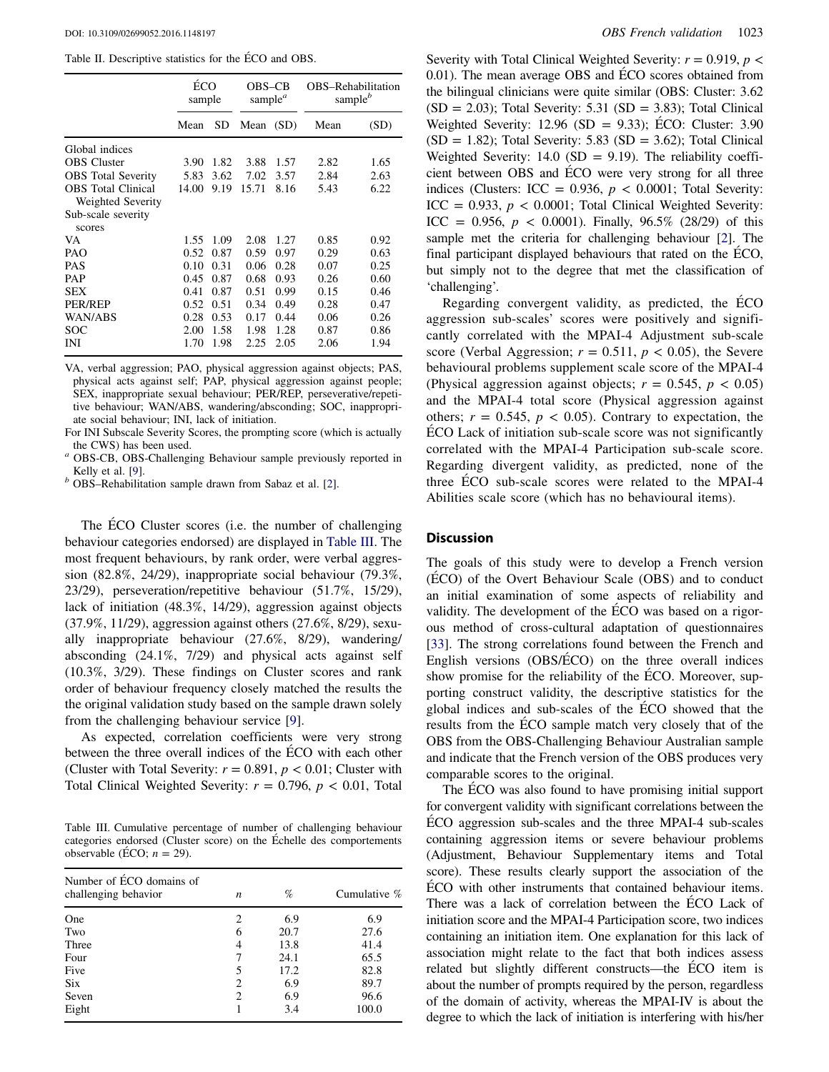Table II. Descriptive statistics for the ÉCO and OBS.

| | ÉCO sample | | OBS–CB sample[a] | | OBS–Rehabilitation sample[b] | |
|---|---|---|---|---|---|---|
| | Mean | SD | Mean | (SD) | Mean | (SD) |
| Global indices | | | | | | |
| OBS Cluster | 3.90 | 1.82 | 3.88 | 1.57 | 2.82 | 1.65 |
| OBS Total Severity | 5.83 | 3.62 | 7.02 | 3.57 | 2.84 | 2.63 |
| OBS Total Clinical Weighted Severity | 14.00 | 9.19 | 15.71 | 8.16 | 5.43 | 6.22 |
| Sub-scale severity scores | | | | | | |
| VA | 1.55 | 1.09 | 2.08 | 1.27 | 0.85 | 0.92 |
| PAO | 0.52 | 0.87 | 0.59 | 0.97 | 0.29 | 0.63 |
| PAS | 0.10 | 0.31 | 0.06 | 0.28 | 0.07 | 0.25 |
| PAP | 0.45 | 0.87 | 0.68 | 0.93 | 0.26 | 0.60 |
| SEX | 0.41 | 0.87 | 0.51 | 0.99 | 0.15 | 0.46 |
| PER/REP | 0.52 | 0.51 | 0.34 | 0.49 | 0.28 | 0.47 |
| WAN/ABS | 0.28 | 0.53 | 0.17 | 0.44 | 0.06 | 0.26 |
| SOC | 2.00 | 1.58 | 1.98 | 1.28 | 0.87 | 0.86 |
| INI | 1.70 | 1.98 | 2.25 | 2.05 | 2.06 | 1.94 |

VA, verbal aggression; PAO, physical aggression against objects; PAS, physical acts against self; PAP, physical aggression against people; SEX, inappropriate sexual behaviour; PER/REP, perseverative/repetitive behaviour; WAN/ABS, wandering/absconding; SOC, inappropriate social behaviour; INI, lack of initiation.

For INI Subscale Severity Scores, the prompting score (which is actually the CWS) has been used.

[a] OBS-CB, OBS-Challenging Behaviour sample previously reported in Kelly et al. [9].

[b] OBS–Rehabilitation sample drawn from Sabaz et al. [2].

The ÉCO Cluster scores (i.e. the number of challenging behaviour categories endorsed) are displayed in Table III. The most frequent behaviours, by rank order, were verbal aggression (82.8%, 24/29), inappropriate social behaviour (79.3%, 23/29), perseveration/repetitive behaviour (51.7%, 15/29), lack of initiation (48.3%, 14/29), aggression against objects (37.9%, 11/29), aggression against others (27.6%, 8/29), sexually inappropriate behaviour (27.6%, 8/29), wandering/absconding (24.1%, 7/29) and physical acts against self (10.3%, 3/29). These findings on Cluster scores and rank order of behaviour frequency closely matched the results the the original validation study based on the sample drawn solely from the challenging behaviour service [9].

As expected, correlation coefficients were very strong between the three overall indices of the ÉCO with each other (Cluster with Total Severity: $r = 0.891$, $p < 0.01$; Cluster with Total Clinical Weighted Severity: $r = 0.796$, $p < 0.01$, Total Severity with Total Clinical Weighted Severity: $r = 0.919$, $p < 0.01$). The mean average OBS and ÉCO scores obtained from the bilingual clinicians were quite similar (OBS: Cluster: 3.62 (SD = 2.03); Total Severity: 5.31 (SD = 3.83); Total Clinical Weighted Severity: 12.96 (SD = 9.33); ÉCO: Cluster: 3.90 (SD = 1.82); Total Severity: 5.83 (SD = 3.62); Total Clinical Weighted Severity: 14.0 (SD = 9.19). The reliability coefficient between OBS and ÉCO were very strong for all three indices (Clusters: ICC = 0.936, $p < 0.0001$; Total Severity: ICC = 0.933, $p < 0.0001$; Total Clinical Weighted Severity: ICC = 0.956, $p < 0.0001$). Finally, 96.5% (28/29) of this sample met the criteria for challenging behaviour [2]. The final participant displayed behaviours that rated on the ÉCO, but simply not to the degree that met the classification of 'challenging'.

Regarding convergent validity, as predicted, the ÉCO aggression sub-scales' scores were positively and significantly correlated with the MPAI-4 Adjustment sub-scale score (Verbal Aggression; $r = 0.511$, $p < 0.05$), the Severe behavioural problems supplement scale score of the MPAI-4 (Physical aggression against objects; $r = 0.545$, $p < 0.05$) and the MPAI-4 total score (Physical aggression against others; $r = 0.545$, $p < 0.05$). Contrary to expectation, the ÉCO Lack of initiation sub-scale score was not significantly correlated with the MPAI-4 Participation sub-scale score. Regarding divergent validity, as predicted, none of the three ÉCO sub-scale scores were related to the MPAI-4 Abilities scale score (which has no behavioural items).

Table III. Cumulative percentage of number of challenging behaviour categories endorsed (Cluster score) on the Échelle des comportements observable (ÉCO; $n = 29$).

| Number of ÉCO domains of challenging behavior | $n$ | % | Cumulative % |
|---|---|---|---|
| One | 2 | 6.9 | 6.9 |
| Two | 6 | 20.7 | 27.6 |
| Three | 4 | 13.8 | 41.4 |
| Four | 7 | 24.1 | 65.5 |
| Five | 5 | 17.2 | 82.8 |
| Six | 2 | 6.9 | 89.7 |
| Seven | 2 | 6.9 | 96.6 |
| Eight | 1 | 3.4 | 100.0 |

## Discussion

The goals of this study were to develop a French version (ÉCO) of the Overt Behaviour Scale (OBS) and to conduct an initial examination of some aspects of reliability and validity. The development of the ÉCO was based on a rigorous method of cross-cultural adaptation of questionnaires [33]. The strong correlations found between the French and English versions (OBS/ÉCO) on the three overall indices show promise for the reliability of the ÉCO. Moreover, supporting construct validity, the descriptive statistics for the global indices and sub-scales of the ÉCO showed that the results from the ÉCO sample match very closely that of the OBS from the OBS-Challenging Behaviour Australian sample and indicate that the French version of the OBS produces very comparable scores to the original.

The ÉCO was also found to have promising initial support for convergent validity with significant correlations between the ÉCO aggression sub-scales and the three MPAI-4 sub-scales containing aggression items or severe behaviour problems (Adjustment, Behaviour Supplementary items and Total score). These results clearly support the association of the ÉCO with other instruments that contained behaviour items. There was a lack of correlation between the ÉCO Lack of initiation score and the MPAI-4 Participation score, two indices containing an initiation item. One explanation for this lack of association might relate to the fact that both indices assess related but slightly different constructs—the ÉCO item is about the number of prompts required by the person, regardless of the domain of activity, whereas the MPAI-IV is about the degree to which the lack of initiation is interfering with his/her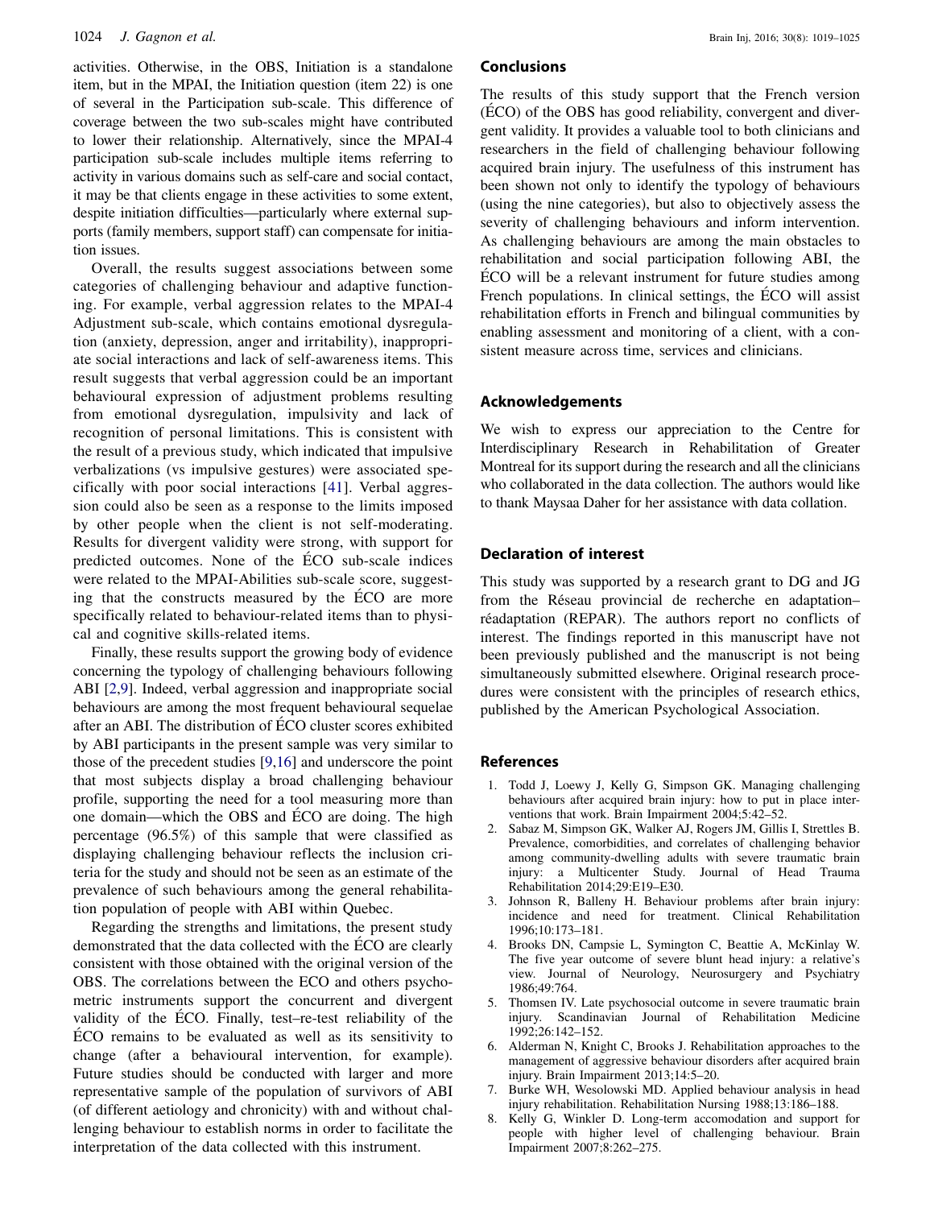activities. Otherwise, in the OBS, Initiation is a standalone item, but in the MPAI, the Initiation question (item 22) is one of several in the Participation sub-scale. This difference of coverage between the two sub-scales might have contributed to lower their relationship. Alternatively, since the MPAI-4 participation sub-scale includes multiple items referring to activity in various domains such as self-care and social contact, it may be that clients engage in these activities to some extent, despite initiation difficulties—particularly where external supports (family members, support staff) can compensate for initiation issues.

Overall, the results suggest associations between some categories of challenging behaviour and adaptive functioning. For example, verbal aggression relates to the MPAI-4 Adjustment sub-scale, which contains emotional dysregulation (anxiety, depression, anger and irritability), inappropriate social interactions and lack of self-awareness items. This result suggests that verbal aggression could be an important behavioural expression of adjustment problems resulting from emotional dysregulation, impulsivity and lack of recognition of personal limitations. This is consistent with the result of a previous study, which indicated that impulsive verbalizations (vs impulsive gestures) were associated specifically with poor social interactions [41]. Verbal aggression could also be seen as a response to the limits imposed by other people when the client is not self-moderating. Results for divergent validity were strong, with support for predicted outcomes. None of the ÉCO sub-scale indices were related to the MPAI-Abilities sub-scale score, suggesting that the constructs measured by the ÉCO are more specifically related to behaviour-related items than to physical and cognitive skills-related items.

Finally, these results support the growing body of evidence concerning the typology of challenging behaviours following ABI [2,9]. Indeed, verbal aggression and inappropriate social behaviours are among the most frequent behavioural sequelae after an ABI. The distribution of ÉCO cluster scores exhibited by ABI participants in the present sample was very similar to those of the precedent studies [9,16] and underscore the point that most subjects display a broad challenging behaviour profile, supporting the need for a tool measuring more than one domain—which the OBS and ÉCO are doing. The high percentage (96.5%) of this sample that were classified as displaying challenging behaviour reflects the inclusion criteria for the study and should not be seen as an estimate of the prevalence of such behaviours among the general rehabilitation population of people with ABI within Quebec.

Regarding the strengths and limitations, the present study demonstrated that the data collected with the ÉCO are clearly consistent with those obtained with the original version of the OBS. The correlations between the ECO and others psychometric instruments support the concurrent and divergent validity of the ÉCO. Finally, test–re-test reliability of the ÉCO remains to be evaluated as well as its sensitivity to change (after a behavioural intervention, for example). Future studies should be conducted with larger and more representative sample of the population of survivors of ABI (of different aetiology and chronicity) with and without challenging behaviour to establish norms in order to facilitate the interpretation of the data collected with this instrument.

## Conclusions

The results of this study support that the French version (ÉCO) of the OBS has good reliability, convergent and divergent validity. It provides a valuable tool to both clinicians and researchers in the field of challenging behaviour following acquired brain injury. The usefulness of this instrument has been shown not only to identify the typology of behaviours (using the nine categories), but also to objectively assess the severity of challenging behaviours and inform intervention. As challenging behaviours are among the main obstacles to rehabilitation and social participation following ABI, the ÉCO will be a relevant instrument for future studies among French populations. In clinical settings, the ÉCO will assist rehabilitation efforts in French and bilingual communities by enabling assessment and monitoring of a client, with a consistent measure across time, services and clinicians.

## Acknowledgements

We wish to express our appreciation to the Centre for Interdisciplinary Research in Rehabilitation of Greater Montreal for its support during the research and all the clinicians who collaborated in the data collection. The authors would like to thank Maysaa Daher for her assistance with data collation.

## Declaration of interest

This study was supported by a research grant to DG and JG from the Réseau provincial de recherche en adaptation–réadaptation (REPAR). The authors report no conflicts of interest. The findings reported in this manuscript have not been previously published and the manuscript is not being simultaneously submitted elsewhere. Original research procedures were consistent with the principles of research ethics, published by the American Psychological Association.

## References

1. Todd J, Loewy J, Kelly G, Simpson GK. Managing challenging behaviours after acquired brain injury: how to put in place interventions that work. Brain Impairment 2004;5:42–52.
2. Sabaz M, Simpson GK, Walker AJ, Rogers JM, Gillis I, Strettles B. Prevalence, comorbidities, and correlates of challenging behavior among community-dwelling adults with severe traumatic brain injury: a Multicenter Study. Journal of Head Trauma Rehabilitation 2014;29:E19–E30.
3. Johnson R, Balleny H. Behaviour problems after brain injury: incidence and need for treatment. Clinical Rehabilitation 1996;10:173–181.
4. Brooks DN, Campsie L, Symington C, Beattie A, McKinlay W. The five year outcome of severe blunt head injury: a relative's view. Journal of Neurology, Neurosurgery and Psychiatry 1986;49:764.
5. Thomsen IV. Late psychosocial outcome in severe traumatic brain injury. Scandinavian Journal of Rehabilitation Medicine 1992;26:142–152.
6. Alderman N, Knight C, Brooks J. Rehabilitation approaches to the management of aggressive behaviour disorders after acquired brain injury. Brain Impairment 2013;14:5–20.
7. Burke WH, Wesolowski MD. Applied behaviour analysis in head injury rehabilitation. Rehabilitation Nursing 1988;13:186–188.
8. Kelly G, Winkler D. Long-term accomodation and support for people with higher level of challenging behaviour. Brain Impairment 2007;8:262–275.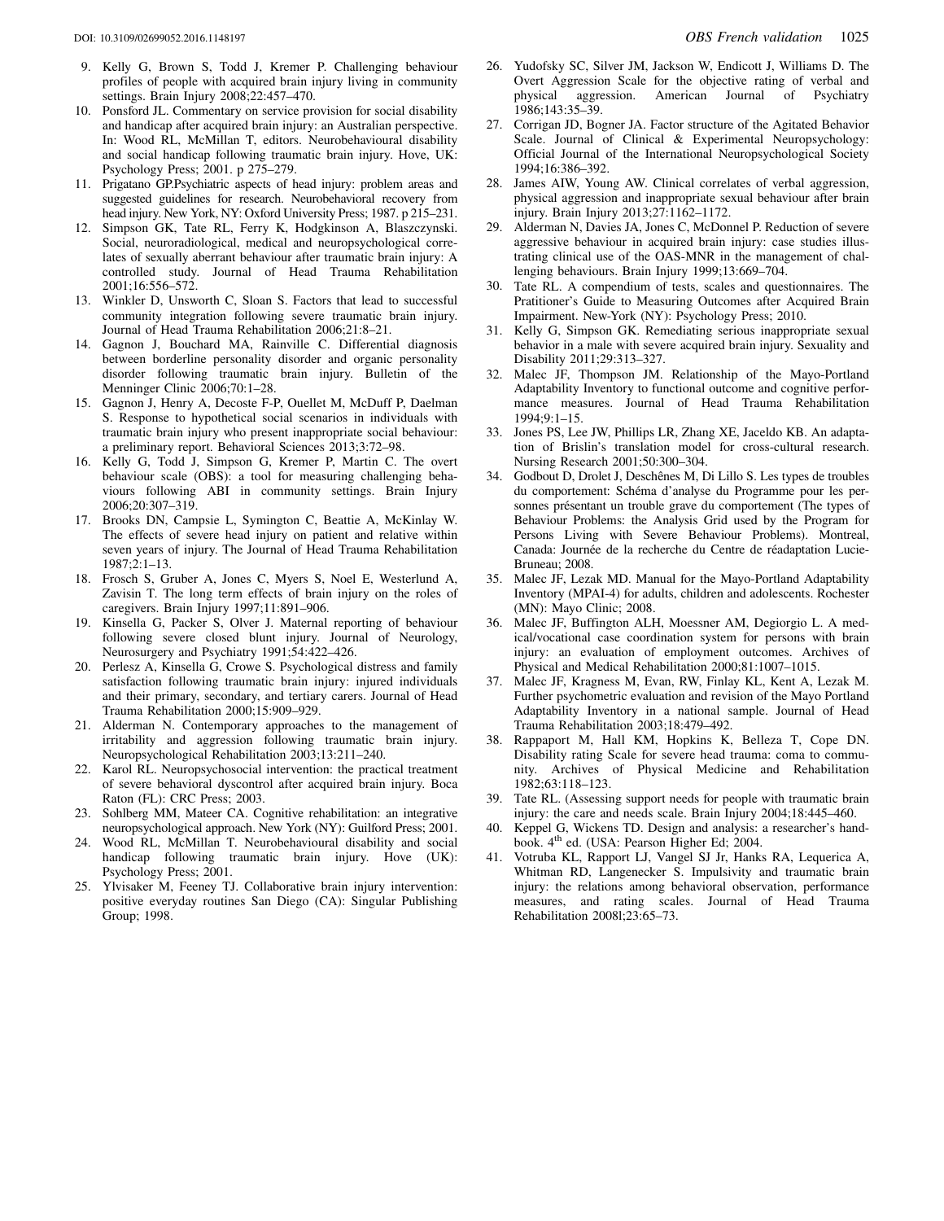9. Kelly G, Brown S, Todd J, Kremer P. Challenging behaviour profiles of people with acquired brain injury living in community settings. Brain Injury 2008;22:457–470.
10. Ponsford JL. Commentary on service provision for social disability and handicap after acquired brain injury: an Australian perspective. In: Wood RL, McMillan T, editors. Neurobehavioural disability and social handicap following traumatic brain injury. Hove, UK: Psychology Press; 2001. p 275–279.
11. Prigatano GP.Psychiatric aspects of head injury: problem areas and suggested guidelines for research. Neurobehavioral recovery from head injury. New York, NY: Oxford University Press; 1987. p 215–231.
12. Simpson GK, Tate RL, Ferry K, Hodgkinson A, Blaszczynski. Social, neuroradiological, medical and neuropsychological correlates of sexually aberrant behaviour after traumatic brain injury: A controlled study. Journal of Head Trauma Rehabilitation 2001;16:556–572.
13. Winkler D, Unsworth C, Sloan S. Factors that lead to successful community integration following severe traumatic brain injury. Journal of Head Trauma Rehabilitation 2006;21:8–21.
14. Gagnon J, Bouchard MA, Rainville C. Differential diagnosis between borderline personality disorder and organic personality disorder following traumatic brain injury. Bulletin of the Menninger Clinic 2006;70:1–28.
15. Gagnon J, Henry A, Decoste F-P, Ouellet M, McDuff P, Daelman S. Response to hypothetical social scenarios in individuals with traumatic brain injury who present inappropriate social behaviour: a preliminary report. Behavioral Sciences 2013;3:72–98.
16. Kelly G, Todd J, Simpson G, Kremer P, Martin C. The overt behaviour scale (OBS): a tool for measuring challenging behaviours following ABI in community settings. Brain Injury 2006;20:307–319.
17. Brooks DN, Campsie L, Symington C, Beattie A, McKinlay W. The effects of severe head injury on patient and relative within seven years of injury. The Journal of Head Trauma Rehabilitation 1987;2:1–13.
18. Frosch S, Gruber A, Jones C, Myers S, Noel E, Westerlund A, Zavisin T. The long term effects of brain injury on the roles of caregivers. Brain Injury 1997;11:891–906.
19. Kinsella G, Packer S, Olver J. Maternal reporting of behaviour following severe closed blunt injury. Journal of Neurology, Neurosurgery and Psychiatry 1991;54:422–426.
20. Perlesz A, Kinsella G, Crowe S. Psychological distress and family satisfaction following traumatic brain injury: injured individuals and their primary, secondary, and tertiary carers. Journal of Head Trauma Rehabilitation 2000;15:909–929.
21. Alderman N. Contemporary approaches to the management of irritability and aggression following traumatic brain injury. Neuropsychological Rehabilitation 2003;13:211–240.
22. Karol RL. Neuropsychosocial intervention: the practical treatment of severe behavioral dyscontrol after acquired brain injury. Boca Raton (FL): CRC Press; 2003.
23. Sohlberg MM, Mateer CA. Cognitive rehabilitation: an integrative neuropsychological approach. New York (NY): Guilford Press; 2001.
24. Wood RL, McMillan T. Neurobehavioural disability and social handicap following traumatic brain injury. Hove (UK): Psychology Press; 2001.
25. Ylvisaker M, Feeney TJ. Collaborative brain injury intervention: positive everyday routines San Diego (CA): Singular Publishing Group; 1998.
26. Yudofsky SC, Silver JM, Jackson W, Endicott J, Williams D. The Overt Aggression Scale for the objective rating of verbal and physical aggression. American Journal of Psychiatry 1986;143:35–39.
27. Corrigan JD, Bogner JA. Factor structure of the Agitated Behavior Scale. Journal of Clinical & Experimental Neuropsychology: Official Journal of the International Neuropsychological Society 1994;16:386–392.
28. James AIW, Young AW. Clinical correlates of verbal aggression, physical aggression and inappropriate sexual behaviour after brain injury. Brain Injury 2013;27:1162–1172.
29. Alderman N, Davies JA, Jones C, McDonnel P. Reduction of severe aggressive behaviour in acquired brain injury: case studies illustrating clinical use of the OAS-MNR in the management of challenging behaviours. Brain Injury 1999;13:669–704.
30. Tate RL. A compendium of tests, scales and questionnaires. The Pratitioner's Guide to Measuring Outcomes after Acquired Brain Impairment. New-York (NY): Psychology Press; 2010.
31. Kelly G, Simpson GK. Remediating serious inappropriate sexual behavior in a male with severe acquired brain injury. Sexuality and Disability 2011;29:313–327.
32. Malec JF, Thompson JM. Relationship of the Mayo-Portland Adaptability Inventory to functional outcome and cognitive performance measures. Journal of Head Trauma Rehabilitation 1994;9:1–15.
33. Jones PS, Lee JW, Phillips LR, Zhang XE, Jaceldo KB. An adaptation of Brislin's translation model for cross-cultural research. Nursing Research 2001;50:300–304.
34. Godbout D, Drolet J, Deschênes M, Di Lillo S. Les types de troubles du comportement: Schéma d'analyse du Programme pour les personnes présentant un trouble grave du comportement (The types of Behaviour Problems: the Analysis Grid used by the Program for Persons Living with Severe Behaviour Problems). Montreal, Canada: Journée de la recherche du Centre de réadaptation Lucie-Bruneau; 2008.
35. Malec JF, Lezak MD. Manual for the Mayo-Portland Adaptability Inventory (MPAI-4) for adults, children and adolescents. Rochester (MN): Mayo Clinic; 2008.
36. Malec JF, Buffington ALH, Moessner AM, Degiorgio L. A medical/vocational case coordination system for persons with brain injury: an evaluation of employment outcomes. Archives of Physical and Medical Rehabilitation 2000;81:1007–1015.
37. Malec JF, Kragness M, Evan, RW, Finlay KL, Kent A, Lezak M. Further psychometric evaluation and revision of the Mayo Portland Adaptability Inventory in a national sample. Journal of Head Trauma Rehabilitation 2003;18:479–492.
38. Rappaport M, Hall KM, Hopkins K, Belleza T, Cope DN. Disability rating Scale for severe head trauma: coma to community. Archives of Physical Medicine and Rehabilitation 1982;63:118–123.
39. Tate RL. (Assessing support needs for people with traumatic brain injury: the care and needs scale. Brain Injury 2004;18:445–460.
40. Keppel G, Wickens TD. Design and analysis: a researcher's handbook. 4th ed. (USA: Pearson Higher Ed; 2004.
41. Votruba KL, Rapport LJ, Vangel SJ Jr, Hanks RA, Lequerica A, Whitman RD, Langenecker S. Impulsivity and traumatic brain injury: the relations among behavioral observation, performance measures, and rating scales. Journal of Head Trauma Rehabilitation 2008l;23:65–73.